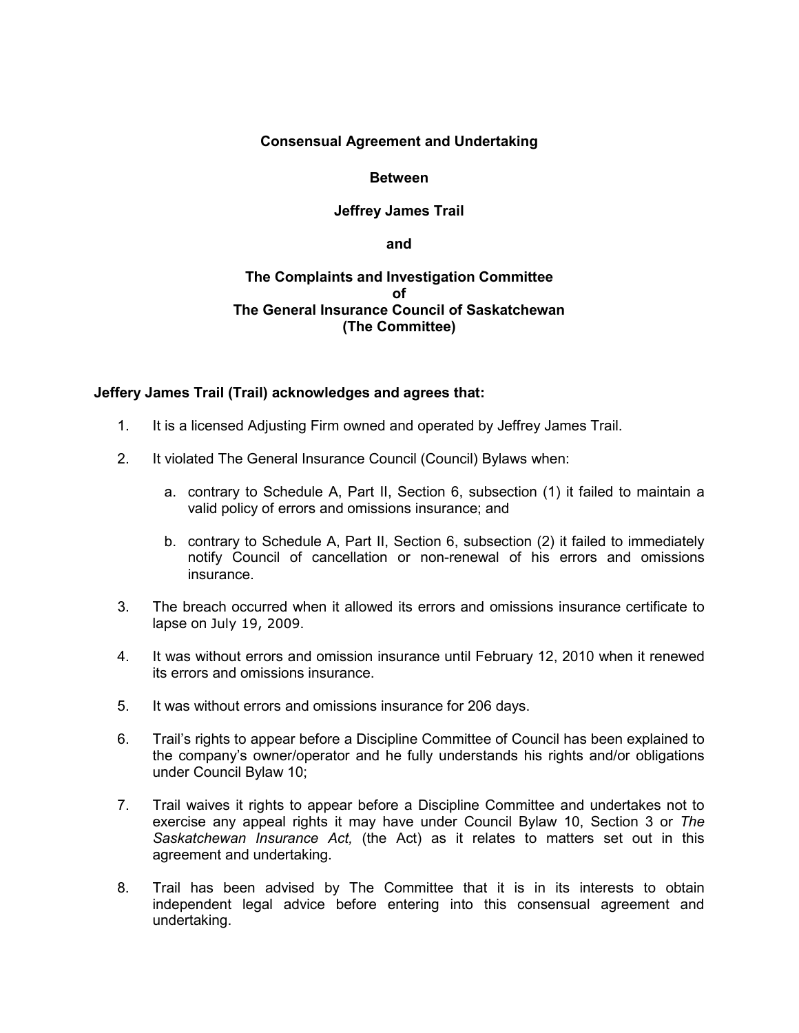**Consensual Agreement and Undertaking**

**Between**

**Jeffrey James Trail**

**and**

**The Complaints and Investigation Committee**
**of**
**The General Insurance Council of Saskatchewan**
**(The Committee)**

**Jeffery James Trail (Trail) acknowledges and agrees that:**

1. It is a licensed Adjusting Firm owned and operated by Jeffrey James Trail.

2. It violated The General Insurance Council (Council) Bylaws when:

   a. contrary to Schedule A, Part II, Section 6, subsection (1) it failed to maintain a valid policy of errors and omissions insurance; and

   b. contrary to Schedule A, Part II, Section 6, subsection (2) it failed to immediately notify Council of cancellation or non-renewal of his errors and omissions insurance.

3. The breach occurred when it allowed its errors and omissions insurance certificate to lapse on July 19, 2009.

4. It was without errors and omission insurance until February 12, 2010 when it renewed its errors and omissions insurance.

5. It was without errors and omissions insurance for 206 days.

6. Trail's rights to appear before a Discipline Committee of Council has been explained to the company's owner/operator and he fully understands his rights and/or obligations under Council Bylaw 10;

7. Trail waives it rights to appear before a Discipline Committee and undertakes not to exercise any appeal rights it may have under Council Bylaw 10, Section 3 or *The Saskatchewan Insurance Act,* (the Act) as it relates to matters set out in this agreement and undertaking.

8. Trail has been advised by The Committee that it is in its interests to obtain independent legal advice before entering into this consensual agreement and undertaking.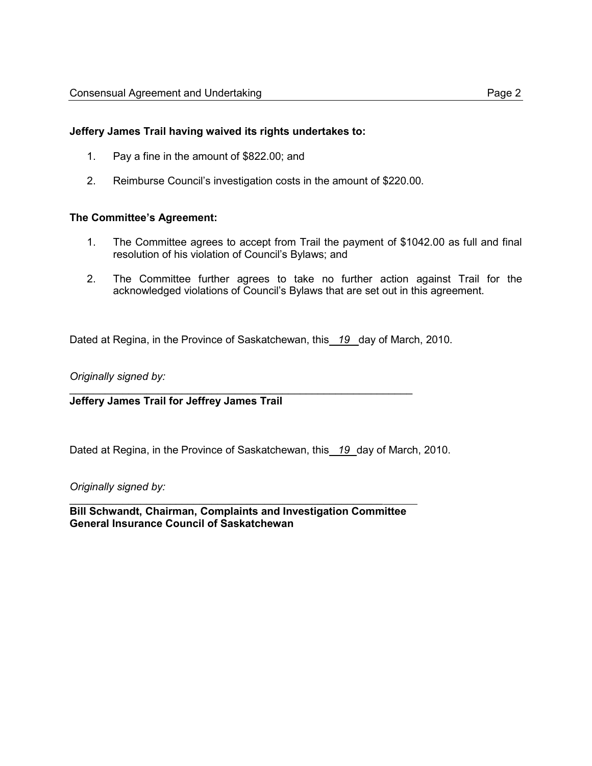**Jeffery James Trail having waived its rights undertakes to:**

1. Pay a fine in the amount of $822.00; and
2. Reimburse Council's investigation costs in the amount of $220.00.

**The Committee's Agreement:**

1. The Committee agrees to accept from Trail the payment of $1042.00 as full and final resolution of his violation of Council's Bylaws; and
2. The Committee further agrees to take no further action against Trail for the acknowledged violations of Council's Bylaws that are set out in this agreement.

Dated at Regina, in the Province of Saskatchewan, this *19* day of March, 2010.

*Originally signed by:*

______________________________________________

**Jeffery James Trail for Jeffrey James Trail**

Dated at Regina, in the Province of Saskatchewan, this *19* day of March, 2010.

*Originally signed by:*

______________________________________________

**Bill Schwandt, Chairman, Complaints and Investigation Committee**
**General Insurance Council of Saskatchewan**